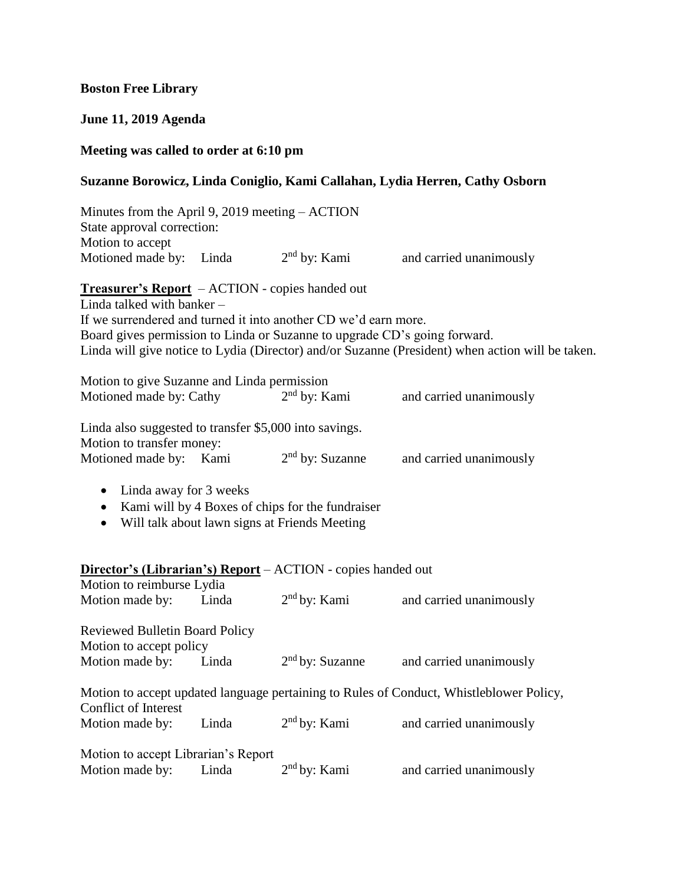**Boston Free Library**

**June 11, 2019 Agenda**

**Meeting was called to order at 6:10 pm**

**Suzanne Borowicz, Linda Coniglio, Kami Callahan, Lydia Herren, Cathy Osborn**

Minutes from the April 9, 2019 meeting – ACTION
State approval correction:
Motion to accept
Motioned made by: Linda 2nd by: Kami and carried unanimously

**Treasurer's Report** – ACTION - copies handed out
Linda talked with banker –
If we surrendered and turned it into another CD we'd earn more.
Board gives permission to Linda or Suzanne to upgrade CD's going forward.
Linda will give notice to Lydia (Director) and/or Suzanne (President) when action will be taken.

Motion to give Suzanne and Linda permission
Motioned made by: Cathy 2nd by: Kami and carried unanimously

Linda also suggested to transfer $5,000 into savings.
Motion to transfer money:
Motioned made by: Kami 2nd by: Suzanne and carried unanimously

- Linda away for 3 weeks
- Kami will by 4 Boxes of chips for the fundraiser
- Will talk about lawn signs at Friends Meeting

**Director's (Librarian's) Report** – ACTION - copies handed out
Motion to reimburse Lydia
Motion made by: Linda 2nd by: Kami and carried unanimously

Reviewed Bulletin Board Policy
Motion to accept policy
Motion made by: Linda 2nd by: Suzanne and carried unanimously

Motion to accept updated language pertaining to Rules of Conduct, Whistleblower Policy, Conflict of Interest
Motion made by: Linda 2nd by: Kami and carried unanimously

Motion to accept Librarian's Report
Motion made by: Linda 2nd by: Kami and carried unanimously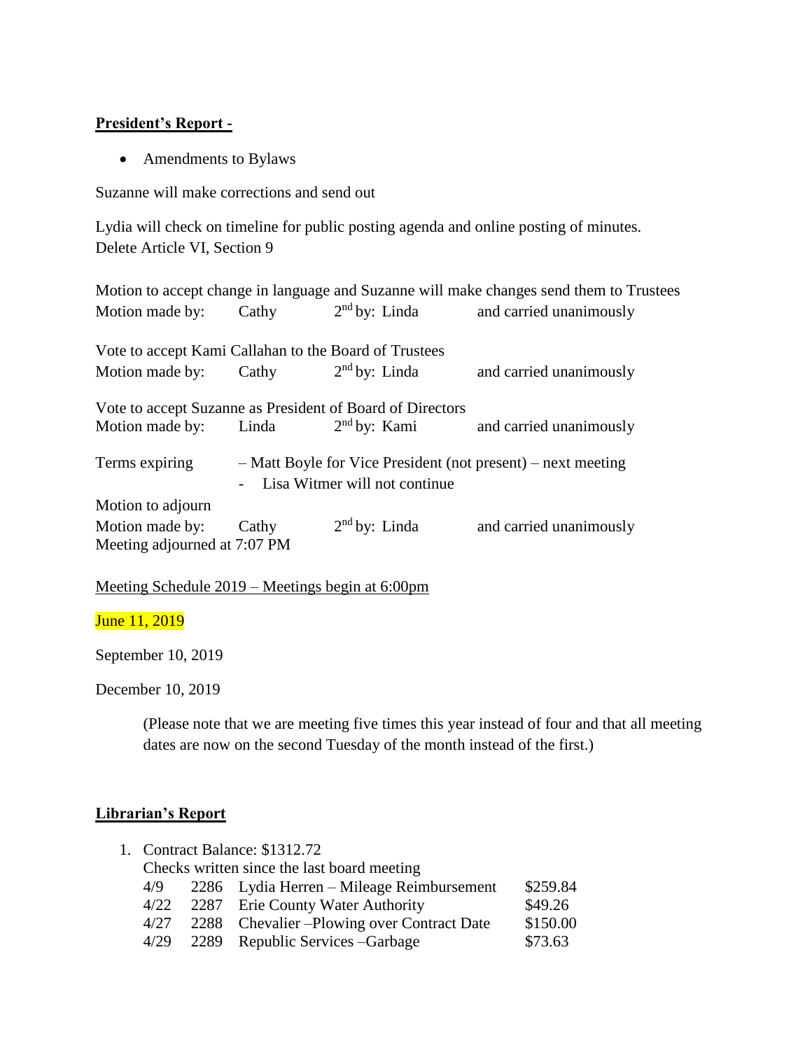**President's Report -**

- Amendments to Bylaws

Suzanne will make corrections and send out

Lydia will check on timeline for public posting agenda and online posting of minutes.
Delete Article VI, Section 9

Motion to accept change in language and Suzanne will make changes send them to Trustees
Motion made by: Cathy 2nd by: Linda and carried unanimously

Vote to accept Kami Callahan to the Board of Trustees
Motion made by: Cathy 2nd by: Linda and carried unanimously

Vote to accept Suzanne as President of Board of Directors
Motion made by: Linda 2nd by: Kami and carried unanimously

Terms expiring – Matt Boyle for Vice President (not present) – next meeting
- Lisa Witmer will not continue

Motion to adjourn
Motion made by: Cathy 2nd by: Linda and carried unanimously
Meeting adjourned at 7:07 PM

Meeting Schedule 2019 – Meetings begin at 6:00pm

June 11, 2019

September 10, 2019

December 10, 2019

(Please note that we are meeting five times this year instead of four and that all meeting dates are now on the second Tuesday of the month instead of the first.)

**Librarian's Report**

1. Contract Balance: $1312.72
   Checks written since the last board meeting

| | | | |
|---|---|---|---|
| 4/9 | 2286 | Lydia Herren – Mileage Reimbursement | $259.84 |
| 4/22 | 2287 | Erie County Water Authority | $49.26 |
| 4/27 | 2288 | Chevalier –Plowing over Contract Date | $150.00 |
| 4/29 | 2289 | Republic Services –Garbage | $73.63 |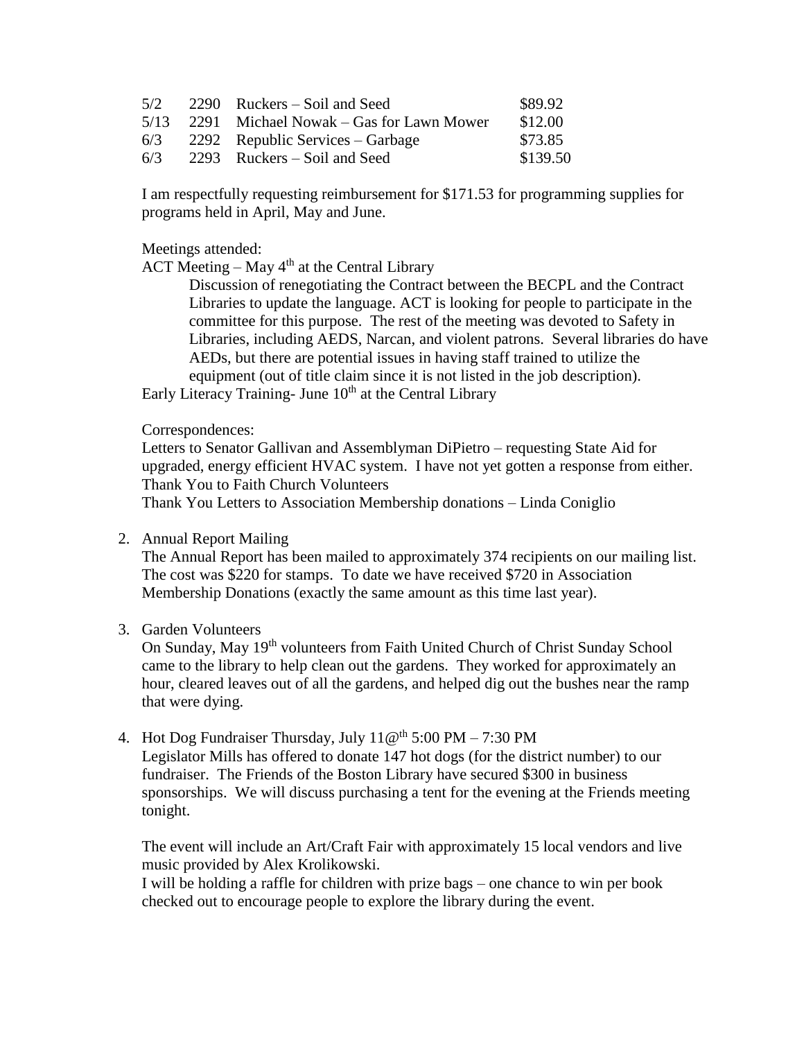| 5/2 | 2290 | Ruckers – Soil and Seed | $89.92 |
|---|---|---|---|
| 5/13 | 2291 | Michael Nowak – Gas for Lawn Mower | $12.00 |
| 6/3 | 2292 | Republic Services – Garbage | $73.85 |
| 6/3 | 2293 | Ruckers – Soil and Seed | $139.50 |

I am respectfully requesting reimbursement for $171.53 for programming supplies for programs held in April, May and June.

Meetings attended:

ACT Meeting – May 4th at the Central Library

Discussion of renegotiating the Contract between the BECPL and the Contract Libraries to update the language. ACT is looking for people to participate in the committee for this purpose. The rest of the meeting was devoted to Safety in Libraries, including AEDS, Narcan, and violent patrons. Several libraries do have AEDs, but there are potential issues in having staff trained to utilize the equipment (out of title claim since it is not listed in the job description).

Early Literacy Training- June 10th at the Central Library

Correspondences:

Letters to Senator Gallivan and Assemblyman DiPietro – requesting State Aid for upgraded, energy efficient HVAC system. I have not yet gotten a response from either.

Thank You to Faith Church Volunteers

Thank You Letters to Association Membership donations – Linda Coniglio

2. Annual Report Mailing

   The Annual Report has been mailed to approximately 374 recipients on our mailing list. The cost was $220 for stamps. To date we have received $720 in Association Membership Donations (exactly the same amount as this time last year).

3. Garden Volunteers

   On Sunday, May 19th volunteers from Faith United Church of Christ Sunday School came to the library to help clean out the gardens. They worked for approximately an hour, cleared leaves out of all the gardens, and helped dig out the bushes near the ramp that were dying.

4. Hot Dog Fundraiser Thursday, July 11@th 5:00 PM – 7:30 PM

   Legislator Mills has offered to donate 147 hot dogs (for the district number) to our fundraiser. The Friends of the Boston Library have secured $300 in business sponsorships. We will discuss purchasing a tent for the evening at the Friends meeting tonight.

   The event will include an Art/Craft Fair with approximately 15 local vendors and live music provided by Alex Krolikowski.

   I will be holding a raffle for children with prize bags – one chance to win per book checked out to encourage people to explore the library during the event.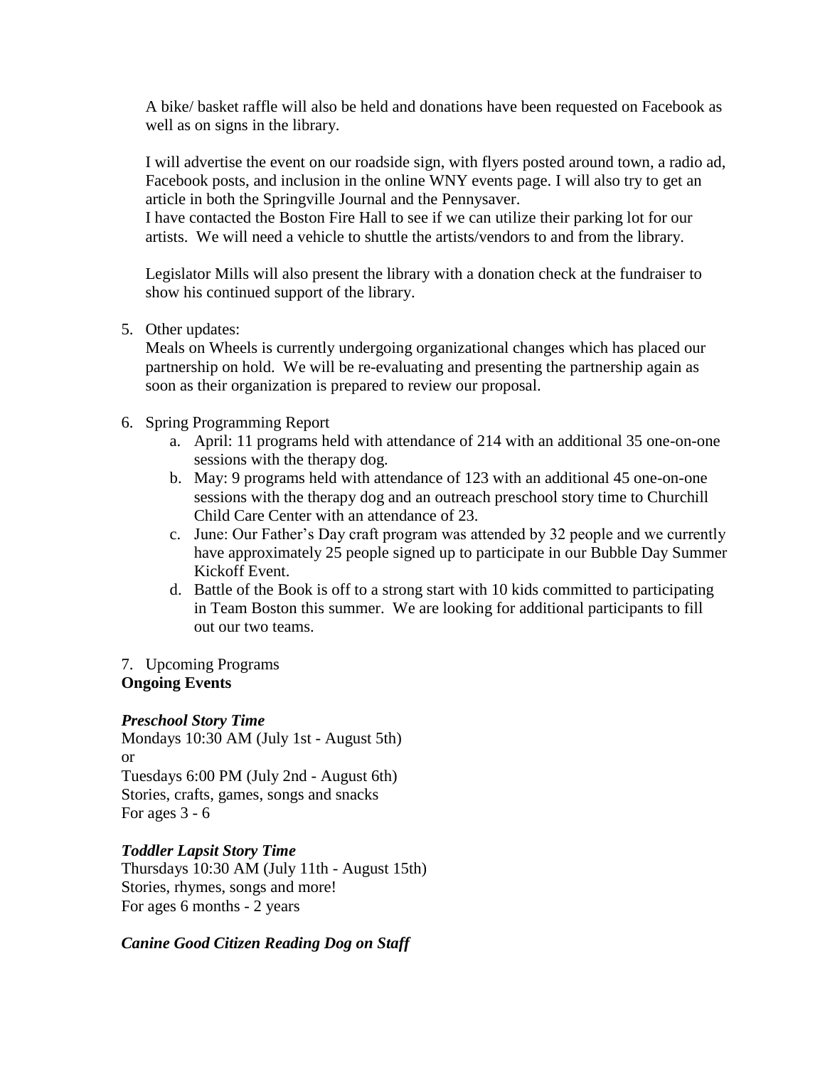A bike/ basket raffle will also be held and donations have been requested on Facebook as well as on signs in the library.

I will advertise the event on our roadside sign, with flyers posted around town, a radio ad, Facebook posts, and inclusion in the online WNY events page. I will also try to get an article in both the Springville Journal and the Pennysaver.
I have contacted the Boston Fire Hall to see if we can utilize their parking lot for our artists. We will need a vehicle to shuttle the artists/vendors to and from the library.

Legislator Mills will also present the library with a donation check at the fundraiser to show his continued support of the library.

5. Other updates:
   Meals on Wheels is currently undergoing organizational changes which has placed our partnership on hold. We will be re-evaluating and presenting the partnership again as soon as their organization is prepared to review our proposal.

6. Spring Programming Report
   a. April: 11 programs held with attendance of 214 with an additional 35 one-on-one sessions with the therapy dog.
   b. May: 9 programs held with attendance of 123 with an additional 45 one-on-one sessions with the therapy dog and an outreach preschool story time to Churchill Child Care Center with an attendance of 23.
   c. June: Our Father's Day craft program was attended by 32 people and we currently have approximately 25 people signed up to participate in our Bubble Day Summer Kickoff Event.
   d. Battle of the Book is off to a strong start with 10 kids committed to participating in Team Boston this summer. We are looking for additional participants to fill out our two teams.

7. Upcoming Programs

**Ongoing Events**

***Preschool Story Time***
Mondays 10:30 AM (July 1st - August 5th)
or
Tuesdays 6:00 PM (July 2nd - August 6th)
Stories, crafts, games, songs and snacks
For ages 3 - 6

***Toddler Lapsit Story Time***
Thursdays 10:30 AM (July 11th - August 15th)
Stories, rhymes, songs and more!
For ages 6 months - 2 years

***Canine Good Citizen Reading Dog on Staff***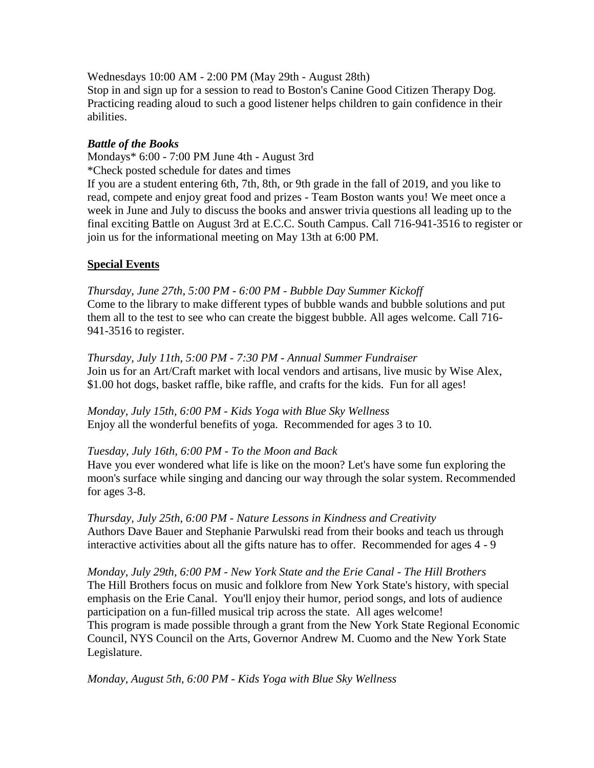Wednesdays 10:00 AM - 2:00 PM (May 29th - August 28th)
Stop in and sign up for a session to read to Boston's Canine Good Citizen Therapy Dog. Practicing reading aloud to such a good listener helps children to gain confidence in their abilities.

***Battle of the Books***

Mondays* 6:00 - 7:00 PM June 4th - August 3rd
*Check posted schedule for dates and times
If you are a student entering 6th, 7th, 8th, or 9th grade in the fall of 2019, and you like to read, compete and enjoy great food and prizes - Team Boston wants you! We meet once a week in June and July to discuss the books and answer trivia questions all leading up to the final exciting Battle on August 3rd at E.C.C. South Campus. Call 716-941-3516 to register or join us for the informational meeting on May 13th at 6:00 PM.

**Special Events**

*Thursday, June 27th, 5:00 PM - 6:00 PM - Bubble Day Summer Kickoff*
Come to the library to make different types of bubble wands and bubble solutions and put them all to the test to see who can create the biggest bubble. All ages welcome. Call 716-941-3516 to register.

*Thursday, July 11th, 5:00 PM - 7:30 PM - Annual Summer Fundraiser*
Join us for an Art/Craft market with local vendors and artisans, live music by Wise Alex, $1.00 hot dogs, basket raffle, bike raffle, and crafts for the kids. Fun for all ages!

*Monday, July 15th, 6:00 PM - Kids Yoga with Blue Sky Wellness*
Enjoy all the wonderful benefits of yoga. Recommended for ages 3 to 10.

*Tuesday, July 16th, 6:00 PM - To the Moon and Back*
Have you ever wondered what life is like on the moon? Let's have some fun exploring the moon's surface while singing and dancing our way through the solar system. Recommended for ages 3-8.

*Thursday, July 25th, 6:00 PM - Nature Lessons in Kindness and Creativity*
Authors Dave Bauer and Stephanie Parwulski read from their books and teach us through interactive activities about all the gifts nature has to offer. Recommended for ages 4 - 9

*Monday, July 29th, 6:00 PM - New York State and the Erie Canal - The Hill Brothers*
The Hill Brothers focus on music and folklore from New York State's history, with special emphasis on the Erie Canal. You'll enjoy their humor, period songs, and lots of audience participation on a fun-filled musical trip across the state. All ages welcome!
This program is made possible through a grant from the New York State Regional Economic Council, NYS Council on the Arts, Governor Andrew M. Cuomo and the New York State Legislature.

*Monday, August 5th, 6:00 PM - Kids Yoga with Blue Sky Wellness*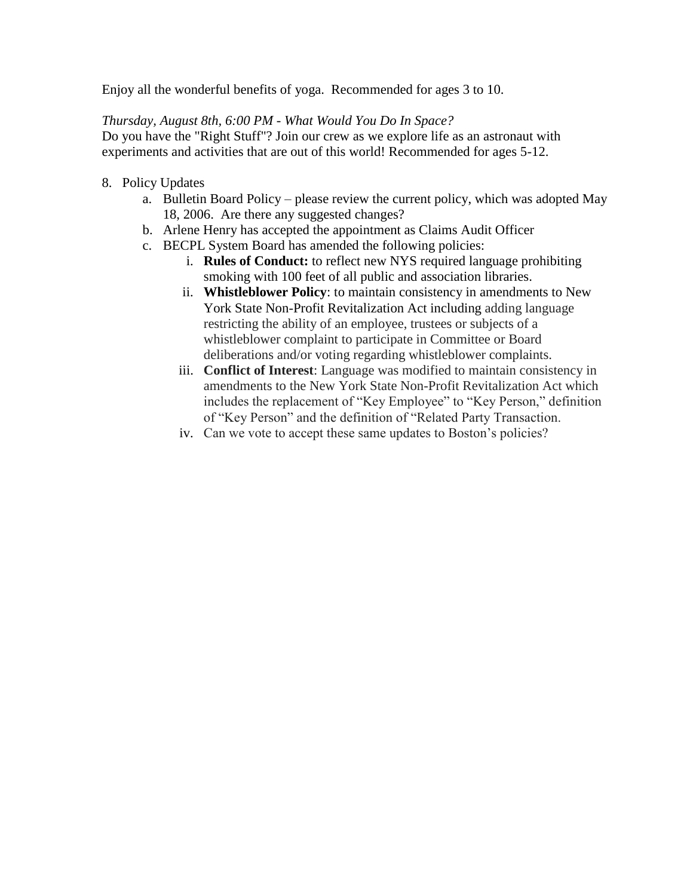Enjoy all the wonderful benefits of yoga.  Recommended for ages 3 to 10.

*Thursday, August 8th, 6:00 PM - What Would You Do In Space?*
Do you have the "Right Stuff"? Join our crew as we explore life as an astronaut with experiments and activities that are out of this world! Recommended for ages 5-12.

8. Policy Updates
   a. Bulletin Board Policy – please review the current policy, which was adopted May 18, 2006.  Are there any suggested changes?
   b. Arlene Henry has accepted the appointment as Claims Audit Officer
   c. BECPL System Board has amended the following policies:
      i. **Rules of Conduct:** to reflect new NYS required language prohibiting smoking with 100 feet of all public and association libraries.
      ii. **Whistleblower Policy**: to maintain consistency in amendments to New York State Non-Profit Revitalization Act including adding language restricting the ability of an employee, trustees or subjects of a whistleblower complaint to participate in Committee or Board deliberations and/or voting regarding whistleblower complaints.
      iii. **Conflict of Interest**: Language was modified to maintain consistency in amendments to the New York State Non-Profit Revitalization Act which includes the replacement of "Key Employee" to "Key Person," definition of "Key Person" and the definition of "Related Party Transaction.
      iv. Can we vote to accept these same updates to Boston's policies?